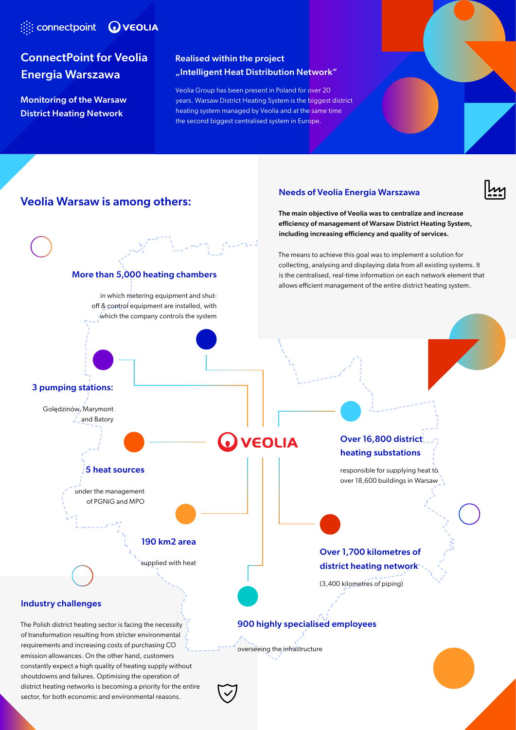connectpoint VEOLIA

# ConnectPoint for Veolia Energia Warszawa

## Monitoring of the Warsaw District Heating Network

### Realised within the project „Intelligent Heat Distribution Network"

Veolia Group has been present in Poland for over 20 years. Warsaw District Heating System is the biggest district heating system managed by Veolia and at the same time the second biggest centralised system in Europe.

## Veolia Warsaw is among others:

### More than 5,000 heating chambers

in which metering equipment and shut-off & control equipment are installed, with which the company controls the system

### 3 pumping stations:

Gołędzinów, Marymont and Batory

### 5 heat sources

under the management of PGNiG and MPO

### 190 km2 area

supplied with heat

### Over 16,800 district heating substations

responsible for supplying heat to over 18,600 buildings in Warsaw

### Over 1,700 kilometres of district heating network

(3,400 kilometres of piping)

### 900 highly specialised employees

overseeing the infrastructure

## Needs of Veolia Energia Warszawa

**The main objective of Veolia was to centralize and increase efficiency of management of Warsaw District Heating System, including increasing efficiency and quality of services.**

The means to achieve this goal was to implement a solution for collecting, analysing and displaying data from all existing systems. It is the centralised, real-time information on each network element that allows efficient management of the entire district heating system.

## Industry challenges

The Polish district heating sector is facing the necessity of transformation resulting from stricter environmental requirements and increasing costs of purchasing CO emission allowances. On the other hand, customers constantly expect a high quality of heating supply without shoutdowns and failures. Optimising the operation of district heating networks is becoming a priority for the entire sector, for both economic and environmental reasons.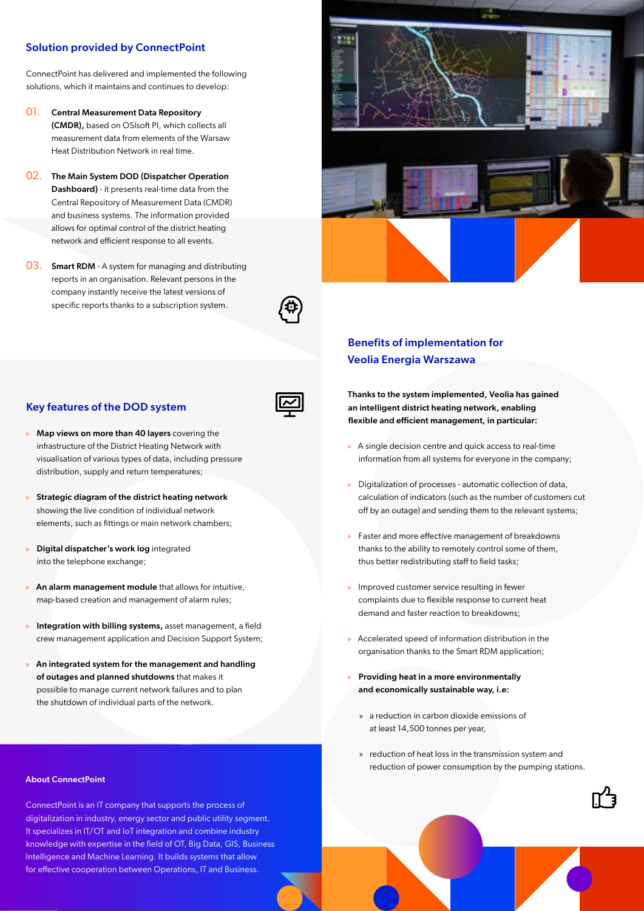## Solution provided by ConnectPoint

ConnectPoint has delivered and implemented the following solutions, which it maintains and continues to develop:

01. **Central Measurement Data Repository (CMDR),** based on OSIsoft PI, which collects all measurement data from elements of the Warsaw Heat Distribution Network in real time.

02. **The Main System DOD (Dispatcher Operation Dashboard)** - it presents real-time data from the Central Repository of Measurement Data (CMDR) and business systems. The information provided allows for optimal control of the district heating network and efficient response to all events.

03. **Smart RDM** - A system for managing and distributing reports in an organisation. Relevant persons in the company instantly receive the latest versions of specific reports thanks to a subscription system.

## Key features of the DOD system

- **Map views on more than 40 layers** covering the infrastructure of the District Heating Network with visualisation of various types of data, including pressure distribution, supply and return temperatures;
- **Strategic diagram of the district heating network** showing the live condition of individual network elements, such as fittings or main network chambers;
- **Digital dispatcher's work log** integrated into the telephone exchange;
- **An alarm management module** that allows for intuitive, map-based creation and management of alarm rules;
- **Integration with billing systems,** asset management, a field crew management application and Decision Support System;
- **An integrated system for the management and handling of outages and planned shutdowns** that makes it possible to manage current network failures and to plan the shutdown of individual parts of the network.

## Benefits of implementation for Veolia Energia Warszawa

**Thanks to the system implemented, Veolia has gained an intelligent district heating network, enabling flexible and efficient management, in particular:**

- A single decision centre and quick access to real-time information from all systems for everyone in the company;
- Digitalization of processes - automatic collection of data, calculation of indicators (such as the number of customers cut off by an outage) and sending them to the relevant systems;
- Faster and more effective management of breakdowns thanks to the ability to remotely control some of them, thus better redistributing staff to field tasks;
- Improved customer service resulting in fewer complaints due to flexible response to current heat demand and faster reaction to breakdowns;
- Accelerated speed of information distribution in the organisation thanks to the Smart RDM application;
- **Providing heat in a more environmentally and economically sustainable way, i.e:**
  - a reduction in carbon dioxide emissions of at least 14,500 tonnes per year,
  - reduction of heat loss in the transmission system and reduction of power consumption by the pumping stations.

### About ConnectPoint

ConnectPoint is an IT company that supports the process of digitalization in industry, energy sector and public utility segment. It specializes in IT/OT and IoT integration and combine industry knowledge with expertise in the field of OT, Big Data, GIS, Business Intelligence and Machine Learning. It builds systems that allow for effective cooperation between Operations, IT and Business.